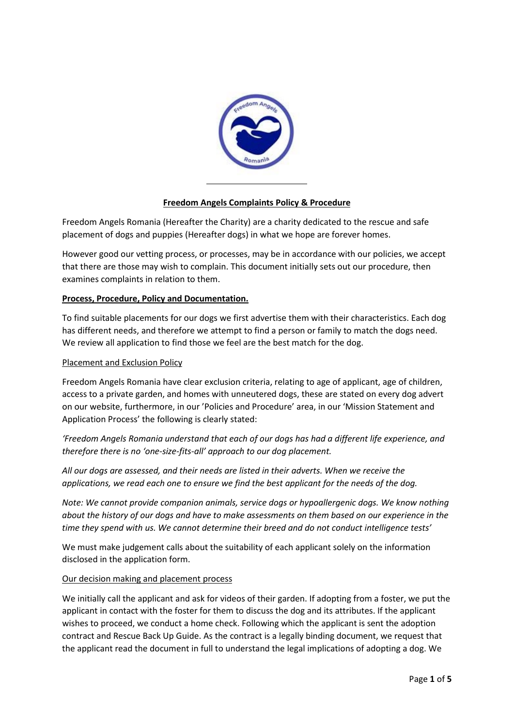# Freedom Angels Complaints Policy & Procedure

Freedom Angels Romania (Hereafter the Charity) are a charity dedicated to the rescue and safe placement of dogs and puppies (Hereafter dogs) in what we hope are forever homes.

However good our vetting process, or processes, may be in accordance with our policies, we accept that there are those may wish to complain. This document initially sets out our procedure, then examines complaints in relation to them.

## Process, Procedure, Policy and Documentation.

To find suitable placements for our dogs we first advertise them with their characteristics. Each dog has different needs, and therefore we attempt to find a person or family to match the dogs need. We review all application to find those we feel are the best match for the dog.

### Placement and Exclusion Policy

Freedom Angels Romania have clear exclusion criteria, relating to age of applicant, age of children, access to a private garden, and homes with unneutered dogs, these are stated on every dog advert on our website, furthermore, in our 'Policies and Procedure' area, in our 'Mission Statement and Application Process' the following is clearly stated:

*'Freedom Angels Romania understand that each of our dogs has had a different life experience, and therefore there is no 'one-size-fits-all' approach to our dog placement.*

*All our dogs are assessed, and their needs are listed in their adverts. When we receive the applications, we read each one to ensure we find the best applicant for the needs of the dog.*

*Note: We cannot provide companion animals, service dogs or hypoallergenic dogs. We know nothing about the history of our dogs and have to make assessments on them based on our experience in the time they spend with us. We cannot determine their breed and do not conduct intelligence tests'*

We must make judgement calls about the suitability of each applicant solely on the information disclosed in the application form.

### Our decision making and placement process

We initially call the applicant and ask for videos of their garden. If adopting from a foster, we put the applicant in contact with the foster for them to discuss the dog and its attributes. If the applicant wishes to proceed, we conduct a home check. Following which the applicant is sent the adoption contract and Rescue Back Up Guide. As the contract is a legally binding document, we request that the applicant read the document in full to understand the legal implications of adopting a dog. We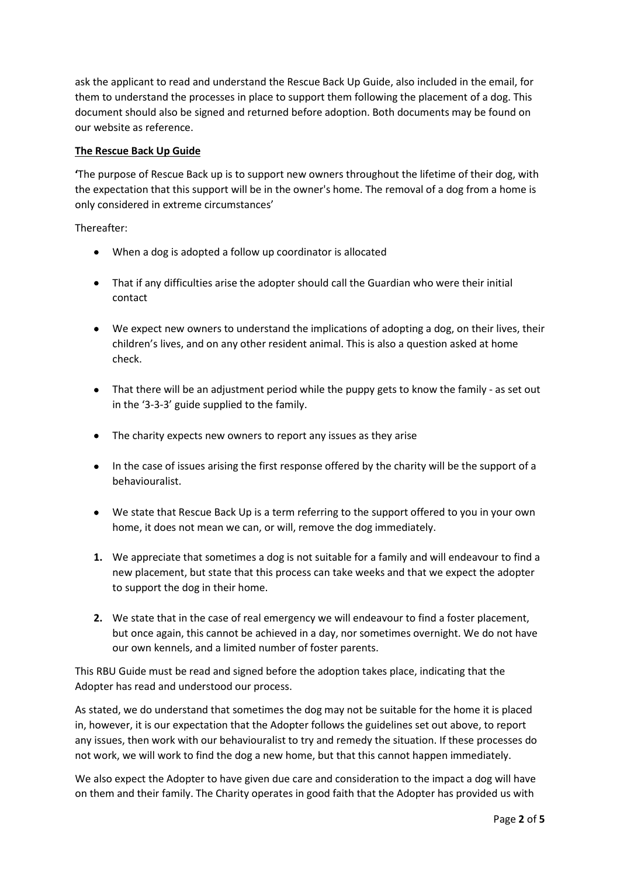ask the applicant to read and understand the Rescue Back Up Guide, also included in the email, for them to understand the processes in place to support them following the placement of a dog. This document should also be signed and returned before adoption. Both documents may be found on our website as reference.

**The Rescue Back Up Guide**

**'**The purpose of Rescue Back up is to support new owners throughout the lifetime of their dog, with the expectation that this support will be in the owner's home. The removal of a dog from a home is only considered in extreme circumstances'

Thereafter:

- When a dog is adopted a follow up coordinator is allocated
- That if any difficulties arise the adopter should call the Guardian who were their initial contact
- We expect new owners to understand the implications of adopting a dog, on their lives, their children's lives, and on any other resident animal. This is also a question asked at home check.
- That there will be an adjustment period while the puppy gets to know the family - as set out in the '3-3-3' guide supplied to the family.
- The charity expects new owners to report any issues as they arise
- In the case of issues arising the first response offered by the charity will be the support of a behaviouralist.
- We state that Rescue Back Up is a term referring to the support offered to you in your own home, it does not mean we can, or will, remove the dog immediately.

1. We appreciate that sometimes a dog is not suitable for a family and will endeavour to find a new placement, but state that this process can take weeks and that we expect the adopter to support the dog in their home.
2. We state that in the case of real emergency we will endeavour to find a foster placement, but once again, this cannot be achieved in a day, nor sometimes overnight. We do not have our own kennels, and a limited number of foster parents.

This RBU Guide must be read and signed before the adoption takes place, indicating that the Adopter has read and understood our process.

As stated, we do understand that sometimes the dog may not be suitable for the home it is placed in, however, it is our expectation that the Adopter follows the guidelines set out above, to report any issues, then work with our behaviouralist to try and remedy the situation. If these processes do not work, we will work to find the dog a new home, but that this cannot happen immediately.

We also expect the Adopter to have given due care and consideration to the impact a dog will have on them and their family. The Charity operates in good faith that the Adopter has provided us with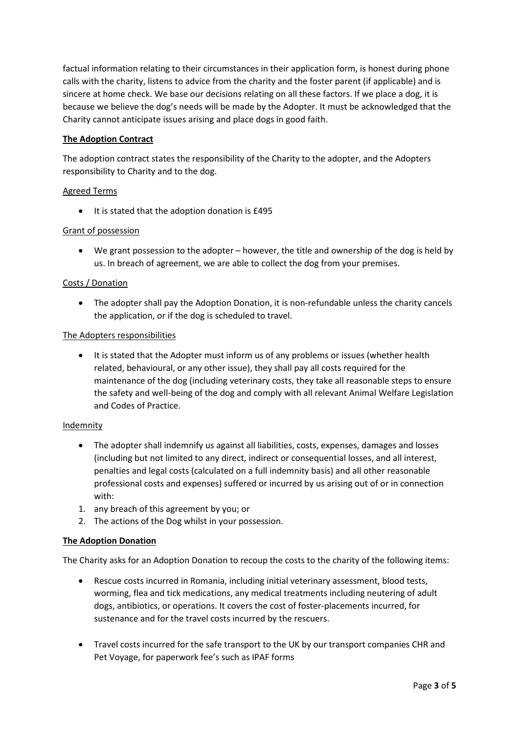factual information relating to their circumstances in their application form, is honest during phone calls with the charity, listens to advice from the charity and the foster parent (if applicable) and is sincere at home check. We base our decisions relating on all these factors. If we place a dog, it is because we believe the dog's needs will be made by the Adopter. It must be acknowledged that the Charity cannot anticipate issues arising and place dogs in good faith.

**The Adoption Contract**

The adoption contract states the responsibility of the Charity to the adopter, and the Adopters responsibility to Charity and to the dog.

Agreed Terms

- It is stated that the adoption donation is £495

Grant of possession

- We grant possession to the adopter – however, the title and ownership of the dog is held by us. In breach of agreement, we are able to collect the dog from your premises.

Costs / Donation

- The adopter shall pay the Adoption Donation, it is non-refundable unless the charity cancels the application, or if the dog is scheduled to travel.

The Adopters responsibilities

- It is stated that the Adopter must inform us of any problems or issues (whether health related, behavioural, or any other issue), they shall pay all costs required for the maintenance of the dog (including veterinary costs, they take all reasonable steps to ensure the safety and well-being of the dog and comply with all relevant Animal Welfare Legislation and Codes of Practice.

Indemnity

- The adopter shall indemnify us against all liabilities, costs, expenses, damages and losses (including but not limited to any direct, indirect or consequential losses, and all interest, penalties and legal costs (calculated on a full indemnity basis) and all other reasonable professional costs and expenses) suffered or incurred by us arising out of or in connection with:

1. any breach of this agreement by you; or
2. The actions of the Dog whilst in your possession.

**The Adoption Donation**

The Charity asks for an Adoption Donation to recoup the costs to the charity of the following items:

- Rescue costs incurred in Romania, including initial veterinary assessment, blood tests, worming, flea and tick medications, any medical treatments including neutering of adult dogs, antibiotics, or operations. It covers the cost of foster-placements incurred, for sustenance and for the travel costs incurred by the rescuers.

- Travel costs incurred for the safe transport to the UK by our transport companies CHR and Pet Voyage, for paperwork fee's such as IPAF forms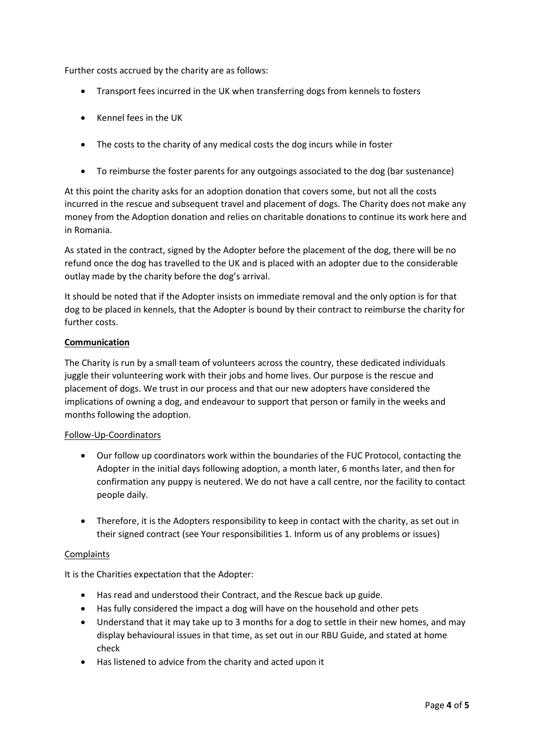Further costs accrued by the charity are as follows:

- Transport fees incurred in the UK when transferring dogs from kennels to fosters
- Kennel fees in the UK
- The costs to the charity of any medical costs the dog incurs while in foster
- To reimburse the foster parents for any outgoings associated to the dog (bar sustenance)

At this point the charity asks for an adoption donation that covers some, but not all the costs incurred in the rescue and subsequent travel and placement of dogs. The Charity does not make any money from the Adoption donation and relies on charitable donations to continue its work here and in Romania.

As stated in the contract, signed by the Adopter before the placement of the dog, there will be no refund once the dog has travelled to the UK and is placed with an adopter due to the considerable outlay made by the charity before the dog's arrival.

It should be noted that if the Adopter insists on immediate removal and the only option is for that dog to be placed in kennels, that the Adopter is bound by their contract to reimburse the charity for further costs.

**<u>Communication</u>**

The Charity is run by a small team of volunteers across the country, these dedicated individuals juggle their volunteering work with their jobs and home lives. Our purpose is the rescue and placement of dogs. We trust in our process and that our new adopters have considered the implications of owning a dog, and endeavour to support that person or family in the weeks and months following the adoption.

<u>Follow-Up-Coordinators</u>

- Our follow up coordinators work within the boundaries of the FUC Protocol, contacting the Adopter in the initial days following adoption, a month later, 6 months later, and then for confirmation any puppy is neutered. We do not have a call centre, nor the facility to contact people daily.
- Therefore, it is the Adopters responsibility to keep in contact with the charity, as set out in their signed contract (see Your responsibilities 1. Inform us of any problems or issues)

<u>Complaints</u>

It is the Charities expectation that the Adopter:

- Has read and understood their Contract, and the Rescue back up guide.
- Has fully considered the impact a dog will have on the household and other pets
- Understand that it may take up to 3 months for a dog to settle in their new homes, and may display behavioural issues in that time, as set out in our RBU Guide, and stated at home check
- Has listened to advice from the charity and acted upon it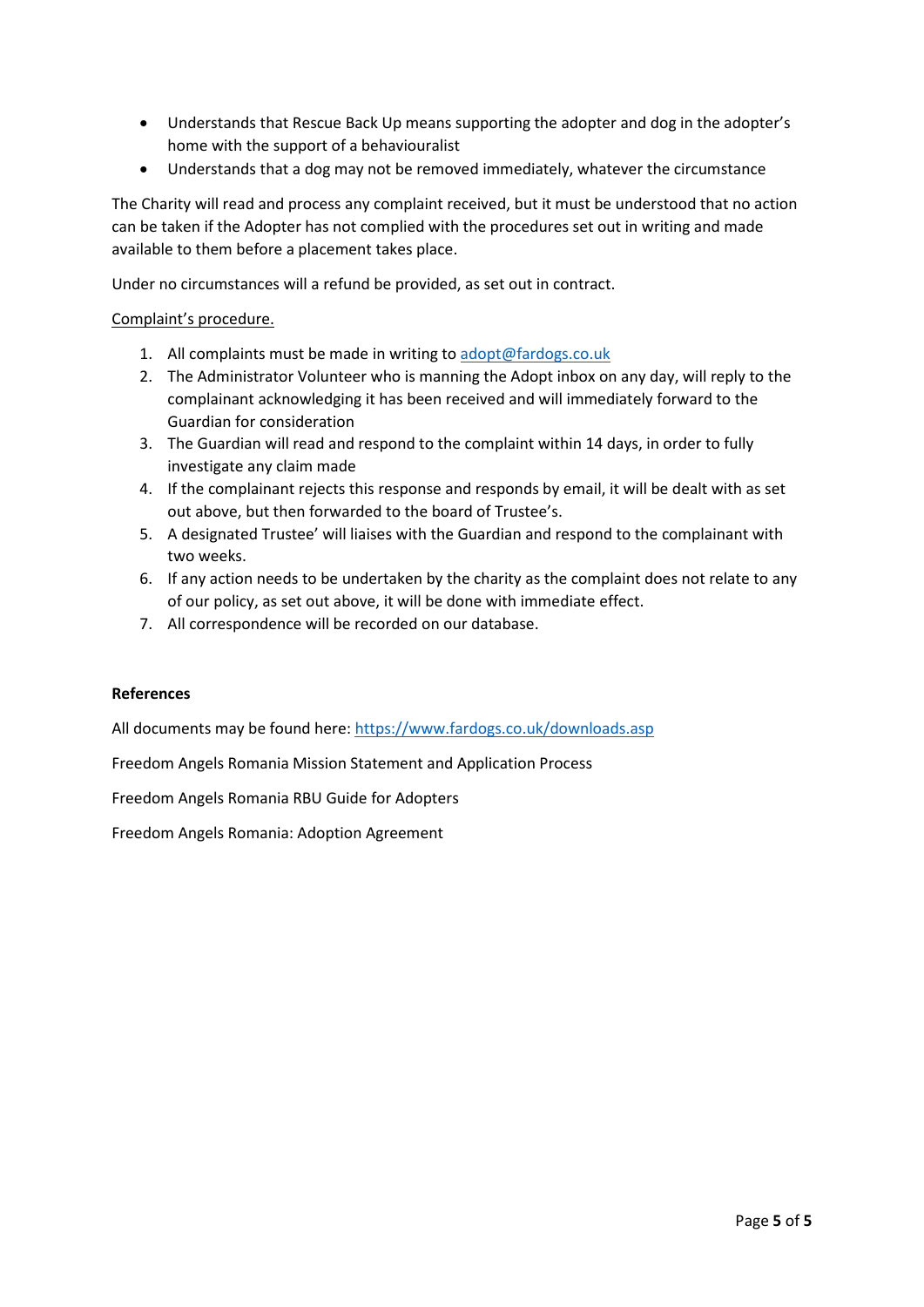- Understands that Rescue Back Up means supporting the adopter and dog in the adopter's home with the support of a behaviouralist
- Understands that a dog may not be removed immediately, whatever the circumstance

The Charity will read and process any complaint received, but it must be understood that no action can be taken if the Adopter has not complied with the procedures set out in writing and made available to them before a placement takes place.

Under no circumstances will a refund be provided, as set out in contract.

<u>Complaint's procedure.</u>

1. All complaints must be made in writing to adopt@fardogs.co.uk
2. The Administrator Volunteer who is manning the Adopt inbox on any day, will reply to the complainant acknowledging it has been received and will immediately forward to the Guardian for consideration
3. The Guardian will read and respond to the complaint within 14 days, in order to fully investigate any claim made
4. If the complainant rejects this response and responds by email, it will be dealt with as set out above, but then forwarded to the board of Trustee's.
5. A designated Trustee' will liaises with the Guardian and respond to the complainant with two weeks.
6. If any action needs to be undertaken by the charity as the complaint does not relate to any of our policy, as set out above, it will be done with immediate effect.
7. All correspondence will be recorded on our database.

**References**

All documents may be found here: https://www.fardogs.co.uk/downloads.asp

Freedom Angels Romania Mission Statement and Application Process

Freedom Angels Romania RBU Guide for Adopters

Freedom Angels Romania: Adoption Agreement